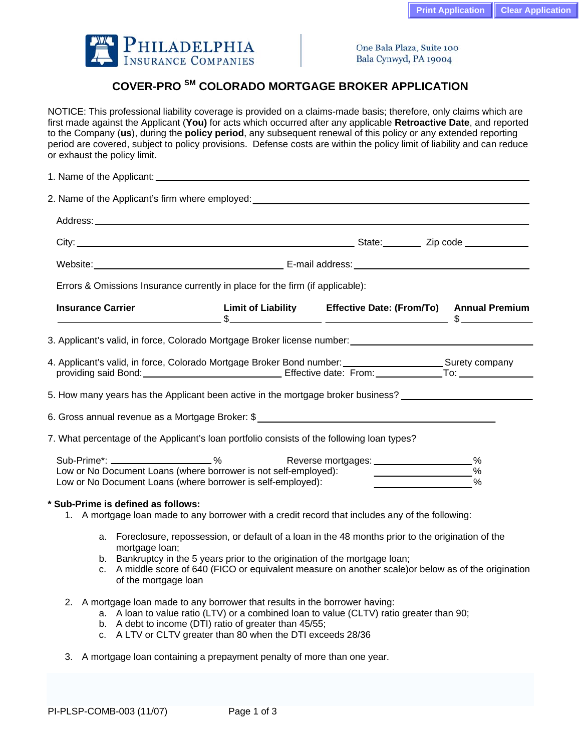Print Application | Clear Application

PHILADELPHIA INSURANCE COMPANIES

One Bala Plaza, Suite 100
Bala Cynwyd, PA 19004

# COVER-PRO SM COLORADO MORTGAGE BROKER APPLICATION

NOTICE: This professional liability coverage is provided on a claims-made basis; therefore, only claims which are first made against the Applicant (**You)** for acts which occurred after any applicable **Retroactive Date**, and reported to the Company (**us**), during the **policy period**, any subsequent renewal of this policy or any extended reporting period are covered, subject to policy provisions. Defense costs are within the policy limit of liability and can reduce or exhaust the policy limit.

1. Name of the Applicant: ______________________________

2. Name of the Applicant's firm where employed: ______________________________

   Address: ______________________________

   City: ______________________________ State: ________ Zip code ____________

   Website: ______________________________ E-mail address: ______________________________

   Errors & Omissions Insurance currently in place for the firm (if applicable):

| Insurance Carrier | Limit of Liability | Effective Date: (From/To) | Annual Premium |
|---|---|---|---|
| | $ | | $ |

3. Applicant's valid, in force, Colorado Mortgage Broker license number: ______________________________

4. Applicant's valid, in force, Colorado Mortgage Broker Bond number: ________________ Surety company providing said Bond: ________________ Effective date: From: ____________ To: ____________

5. How many years has the Applicant been active in the mortgage broker business? ________________

6. Gross annual revenue as a Mortgage Broker: $ ______________________________

7. What percentage of the Applicant's loan portfolio consists of the following loan types?

   Sub-Prime*: ________________% Reverse mortgages: ________________%
   Low or No Document Loans (where borrower is not self-employed): ________________%
   Low or No Document Loans (where borrower is self-employed): ________________%

**\* Sub-Prime is defined as follows:**

1. A mortgage loan made to any borrower with a credit record that includes any of the following:
   a. Foreclosure, repossession, or default of a loan in the 48 months prior to the origination of the mortgage loan;
   b. Bankruptcy in the 5 years prior to the origination of the mortgage loan;
   c. A middle score of 640 (FICO or equivalent measure on another scale)or below as of the origination of the mortgage loan
2. A mortgage loan made to any borrower that results in the borrower having:
   a. A loan to value ratio (LTV) or a combined loan to value (CLTV) ratio greater than 90;
   b. A debt to income (DTI) ratio of greater than 45/55;
   c. A LTV or CLTV greater than 80 when the DTI exceeds 28/36
3. A mortgage loan containing a prepayment penalty of more than one year.

PI-PLSP-COMB-003 (11/07)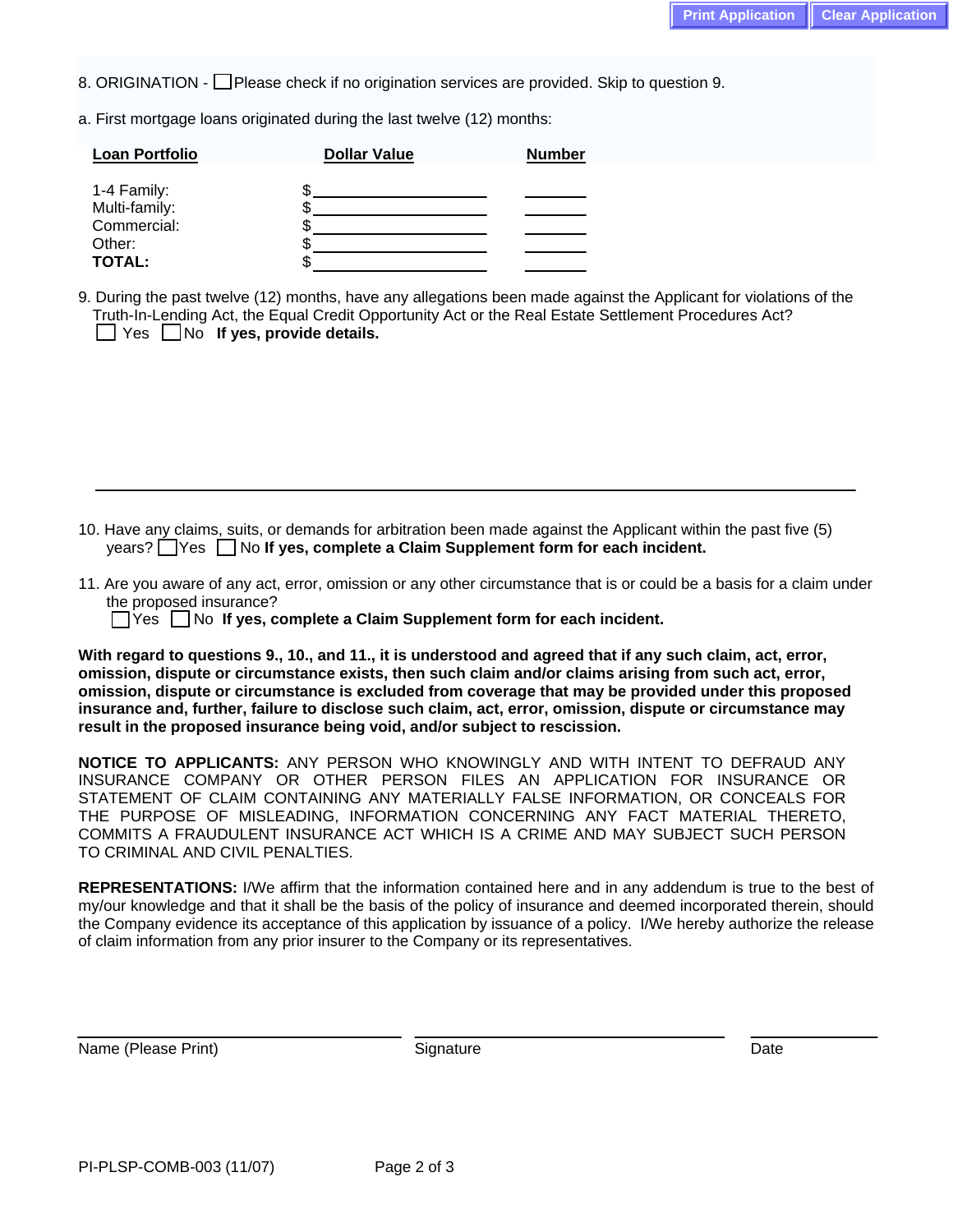8. ORIGINATION - ☐ Please check if no origination services are provided. Skip to question 9.

a. First mortgage loans originated during the last twelve (12) months:

| Loan Portfolio | Dollar Value | Number |
|---|---|---|
| 1-4 Family: | $____________ | ______ |
| Multi-family: | $____________ | ______ |
| Commercial: | $____________ | ______ |
| Other: | $____________ | ______ |
| **TOTAL:** | $____________ | ______ |

9. During the past twelve (12) months, have any allegations been made against the Applicant for violations of the Truth-In-Lending Act, the Equal Credit Opportunity Act or the Real Estate Settlement Procedures Act?
☐ Yes ☐ No **If yes, provide details.**

_______________________________________________________________________________

10. Have any claims, suits, or demands for arbitration been made against the Applicant within the past five (5) years? ☐ Yes ☐ No **If yes, complete a Claim Supplement form for each incident.**

11. Are you aware of any act, error, omission or any other circumstance that is or could be a basis for a claim under the proposed insurance?
☐ Yes ☐ No **If yes, complete a Claim Supplement form for each incident.**

**With regard to questions 9., 10., and 11., it is understood and agreed that if any such claim, act, error, omission, dispute or circumstance exists, then such claim and/or claims arising from such act, error, omission, dispute or circumstance is excluded from coverage that may be provided under this proposed insurance and, further, failure to disclose such claim, act, error, omission, dispute or circumstance may result in the proposed insurance being void, and/or subject to rescission.**

**NOTICE TO APPLICANTS:** ANY PERSON WHO KNOWINGLY AND WITH INTENT TO DEFRAUD ANY INSURANCE COMPANY OR OTHER PERSON FILES AN APPLICATION FOR INSURANCE OR STATEMENT OF CLAIM CONTAINING ANY MATERIALLY FALSE INFORMATION, OR CONCEALS FOR THE PURPOSE OF MISLEADING, INFORMATION CONCERNING ANY FACT MATERIAL THERETO, COMMITS A FRAUDULENT INSURANCE ACT WHICH IS A CRIME AND MAY SUBJECT SUCH PERSON TO CRIMINAL AND CIVIL PENALTIES.

**REPRESENTATIONS:** I/We affirm that the information contained here and in any addendum is true to the best of my/our knowledge and that it shall be the basis of the policy of insurance and deemed incorporated therein, should the Company evidence its acceptance of this application by issuance of a policy. I/We hereby authorize the release of claim information from any prior insurer to the Company or its representatives.

| ______________________ | ______________________ | ____________ |
|---|---|---|
| Name (Please Print) | Signature | Date |

PI-PLSP-COMB-003 (11/07)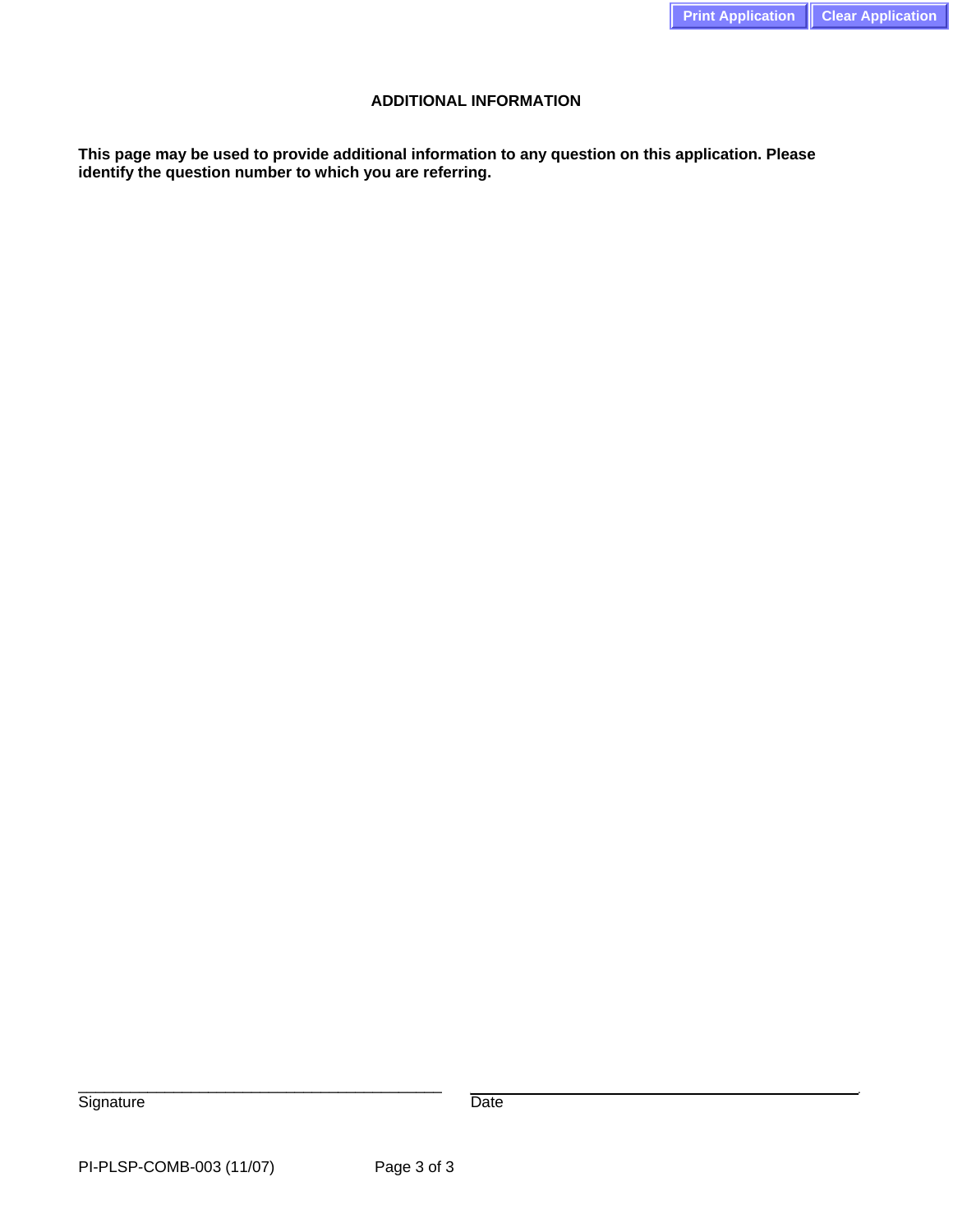## ADDITIONAL INFORMATION

**This page may be used to provide additional information to any question on this application. Please identify the question number to which you are referring.**

Signature ____________________ Date ____________________

PI-PLSP-COMB-003 (11/07)